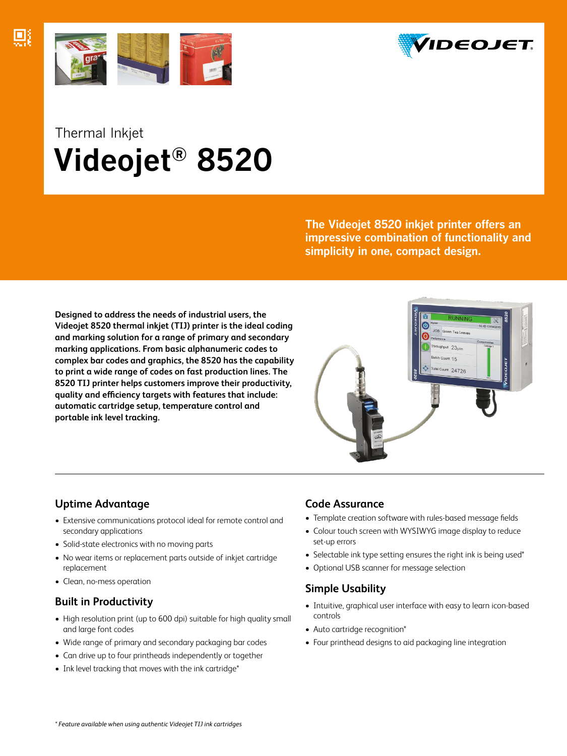Thermal Inkjet

# Videojet® 8520

**The Videojet 8520 inkjet printer offers an impressive combination of functionality and simplicity in one, compact design.**

**Designed to address the needs of industrial users, the Videojet 8520 thermal inkjet (TIJ) printer is the ideal coding and marking solution for a range of primary and secondary marking applications. From basic alphanumeric codes to complex bar codes and graphics, the 8520 has the capability to print a wide range of codes on fast production lines. The 8520 TIJ printer helps customers improve their productivity, quality and efficiency targets with features that include: automatic cartridge setup, temperature control and portable ink level tracking.**

## Uptime Advantage

- Extensive communications protocol ideal for remote control and secondary applications
- Solid-state electronics with no moving parts
- No wear items or replacement parts outside of inkjet cartridge replacement
- Clean, no-mess operation

## Built in Productivity

- High resolution print (up to 600 dpi) suitable for high quality small and large font codes
- Wide range of primary and secondary packaging bar codes
- Can drive up to four printheads independently or together
- Ink level tracking that moves with the ink cartridge*

## Code Assurance

- Template creation software with rules-based message fields
- Colour touch screen with WYSIWYG image display to reduce set-up errors
- Selectable ink type setting ensures the right ink is being used*
- Optional USB scanner for message selection

## Simple Usability

- Intuitive, graphical user interface with easy to learn icon-based controls
- Auto cartridge recognition*
- Four printhead designs to aid packaging line integration

*\* Feature available when using authentic Videojet TIJ ink cartridges*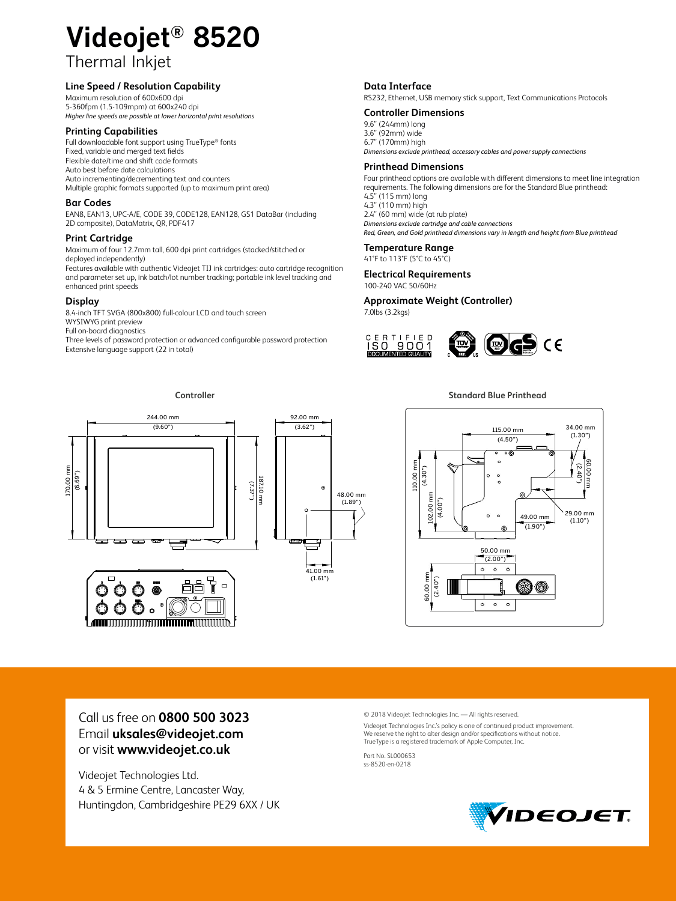# Videojet® 8520

Thermal Inkjet

## Line Speed / Resolution Capability

Maximum resolution of 600x600 dpi
5-360fpm (1.5-109mpm) at 600x240 dpi
*Higher line speeds are possible at lower horizontal print resolutions*

## Printing Capabilities

Full downloadable font support using TrueType® fonts
Fixed, variable and merged text fields
Flexible date/time and shift code formats
Auto best before date calculations
Auto incrementing/decrementing text and counters
Multiple graphic formats supported (up to maximum print area)

## Bar Codes

EAN8, EAN13, UPC-A/E, CODE 39, CODE128, EAN128, GS1 DataBar (including 2D composite), DataMatrix, QR, PDF417

## Print Cartridge

Maximum of four 12.7mm tall, 600 dpi print cartridges (stacked/stitched or deployed independently)
Features available with authentic Videojet TIJ ink cartridges: auto cartridge recognition and parameter set up, ink batch/lot number tracking; portable ink level tracking and enhanced print speeds

## Display

8.4-inch TFT SVGA (800x800) full-colour LCD and touch screen
WYSIWYG print preview
Full on-board diagnostics
Three levels of password protection or advanced configurable password protection
Extensive language support (22 in total)

## Data Interface

RS232, Ethernet, USB memory stick support, Text Communications Protocols

## Controller Dimensions

9.6" (244mm) long
3.6" (92mm) wide
6.7" (170mm) high
*Dimensions exclude printhead, accessory cables and power supply connections*

## Printhead Dimensions

Four printhead options are available with different dimensions to meet line integration requirements. The following dimensions are for the Standard Blue printhead:
4.5" (115 mm) long
4.3" (110 mm) high
2.4" (60 mm) wide (at rub plate)
*Dimensions exclude cartridge and cable connections*
*Red, Green, and Gold printhead dimensions vary in length and height from Blue printhead*

## Temperature Range

41°F to 113°F (5°C to 45°C)

## Electrical Requirements

100-240 VAC 50/60Hz

## Approximate Weight (Controller)

7.0lbs (3.2kgs)

CERTIFIED ISO 9001 DOCUMENTED QUALITY

**Controller**

244.00 mm (9.60")
92.00 mm (3.62")
170.00 mm (6.69")
187.10 mm (7.37")
48.00 mm (1.89")
41.00 mm (1.61")

**Standard Blue Printhead**

115.00 mm (4.50")
34.00 mm (1.30")
60.00 mm (2.40")
110.00 mm (4.30")
102.00 mm (4.00")
49.00 mm (1.90")
29.00 mm (1.10")
50.00 mm (2.00")
60.00 mm (2.40")

Call us free on **0800 500 3023**
Email **uksales@videojet.com**
or visit **www.videojet.co.uk**

Videojet Technologies Ltd.
4 & 5 Ermine Centre, Lancaster Way,
Huntingdon, Cambridgeshire PE29 6XX / UK

© 2018 Videojet Technologies Inc. — All rights reserved.

Videojet Technologies Inc.'s policy is one of continued product improvement. We reserve the right to alter design and/or specifications without notice. TrueType is a registered trademark of Apple Computer, Inc.

Part No. SL000653
ss-8520-en-0218